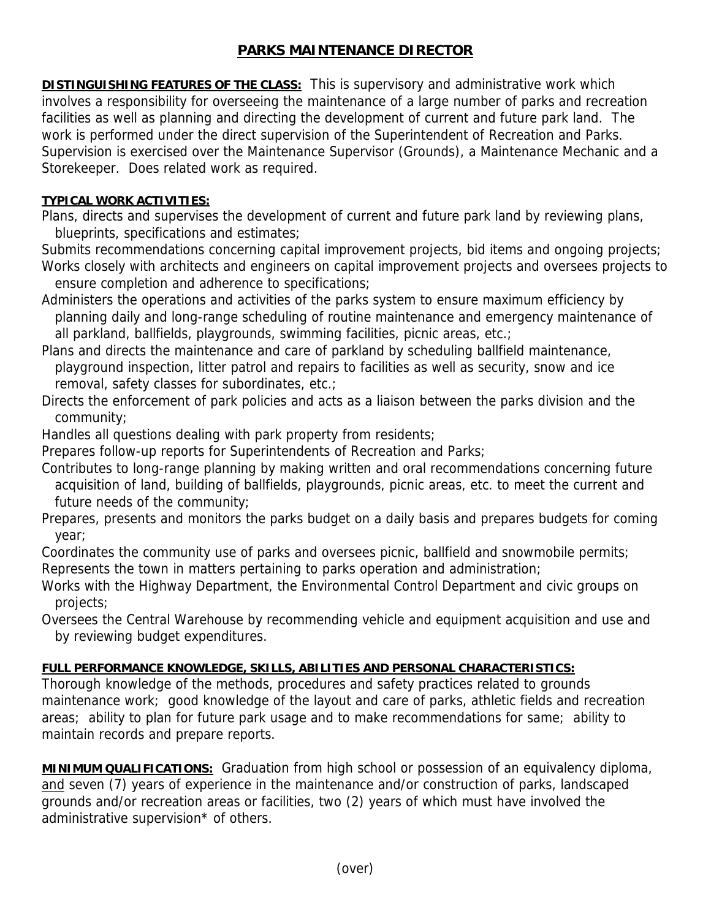# PARKS MAINTENANCE DIRECTOR

**DISTINGUISHING FEATURES OF THE CLASS:** This is supervisory and administrative work which involves a responsibility for overseeing the maintenance of a large number of parks and recreation facilities as well as planning and directing the development of current and future park land. The work is performed under the direct supervision of the Superintendent of Recreation and Parks. Supervision is exercised over the Maintenance Supervisor (Grounds), a Maintenance Mechanic and a Storekeeper. Does related work as required.

**TYPICAL WORK ACTIVITIES:**

Plans, directs and supervises the development of current and future park land by reviewing plans, blueprints, specifications and estimates;

Submits recommendations concerning capital improvement projects, bid items and ongoing projects;

Works closely with architects and engineers on capital improvement projects and oversees projects to ensure completion and adherence to specifications;

Administers the operations and activities of the parks system to ensure maximum efficiency by planning daily and long-range scheduling of routine maintenance and emergency maintenance of all parkland, ballfields, playgrounds, swimming facilities, picnic areas, etc.;

Plans and directs the maintenance and care of parkland by scheduling ballfield maintenance, playground inspection, litter patrol and repairs to facilities as well as security, snow and ice removal, safety classes for subordinates, etc.;

Directs the enforcement of park policies and acts as a liaison between the parks division and the community;

Handles all questions dealing with park property from residents;

Prepares follow-up reports for Superintendents of Recreation and Parks;

Contributes to long-range planning by making written and oral recommendations concerning future acquisition of land, building of ballfields, playgrounds, picnic areas, etc. to meet the current and future needs of the community;

Prepares, presents and monitors the parks budget on a daily basis and prepares budgets for coming year;

Coordinates the community use of parks and oversees picnic, ballfield and snowmobile permits;

Represents the town in matters pertaining to parks operation and administration;

Works with the Highway Department, the Environmental Control Department and civic groups on projects;

Oversees the Central Warehouse by recommending vehicle and equipment acquisition and use and by reviewing budget expenditures.

**FULL PERFORMANCE KNOWLEDGE, SKILLS, ABILITIES AND PERSONAL CHARACTERISTICS:**

Thorough knowledge of the methods, procedures and safety practices related to grounds maintenance work; good knowledge of the layout and care of parks, athletic fields and recreation areas; ability to plan for future park usage and to make recommendations for same; ability to maintain records and prepare reports.

**MINIMUM QUALIFICATIONS:** Graduation from high school or possession of an equivalency diploma, and seven (7) years of experience in the maintenance and/or construction of parks, landscaped grounds and/or recreation areas or facilities, two (2) years of which must have involved the administrative supervision* of others.

(over)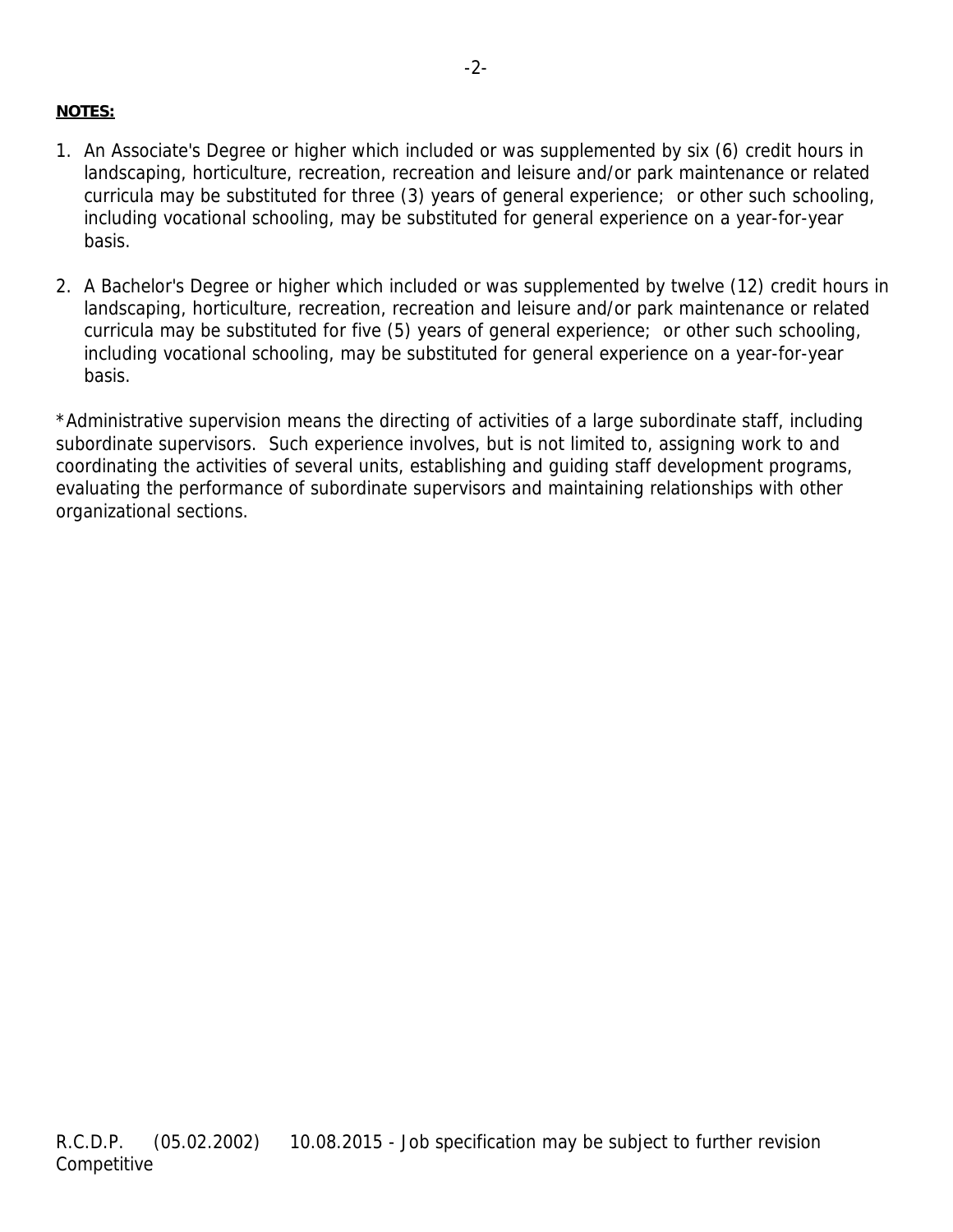**NOTES:**

1. An Associate's Degree or higher which included or was supplemented by six (6) credit hours in landscaping, horticulture, recreation, recreation and leisure and/or park maintenance or related curricula may be substituted for three (3) years of general experience; or other such schooling, including vocational schooling, may be substituted for general experience on a year-for-year basis.

2. A Bachelor's Degree or higher which included or was supplemented by twelve (12) credit hours in landscaping, horticulture, recreation, recreation and leisure and/or park maintenance or related curricula may be substituted for five (5) years of general experience; or other such schooling, including vocational schooling, may be substituted for general experience on a year-for-year basis.

*Administrative supervision means the directing of activities of a large subordinate staff, including subordinate supervisors. Such experience involves, but is not limited to, assigning work to and coordinating the activities of several units, establishing and guiding staff development programs, evaluating the performance of subordinate supervisors and maintaining relationships with other organizational sections.

R.C.D.P. (05.02.2002) 10.08.2015 - Job specification may be subject to further revision
Competitive